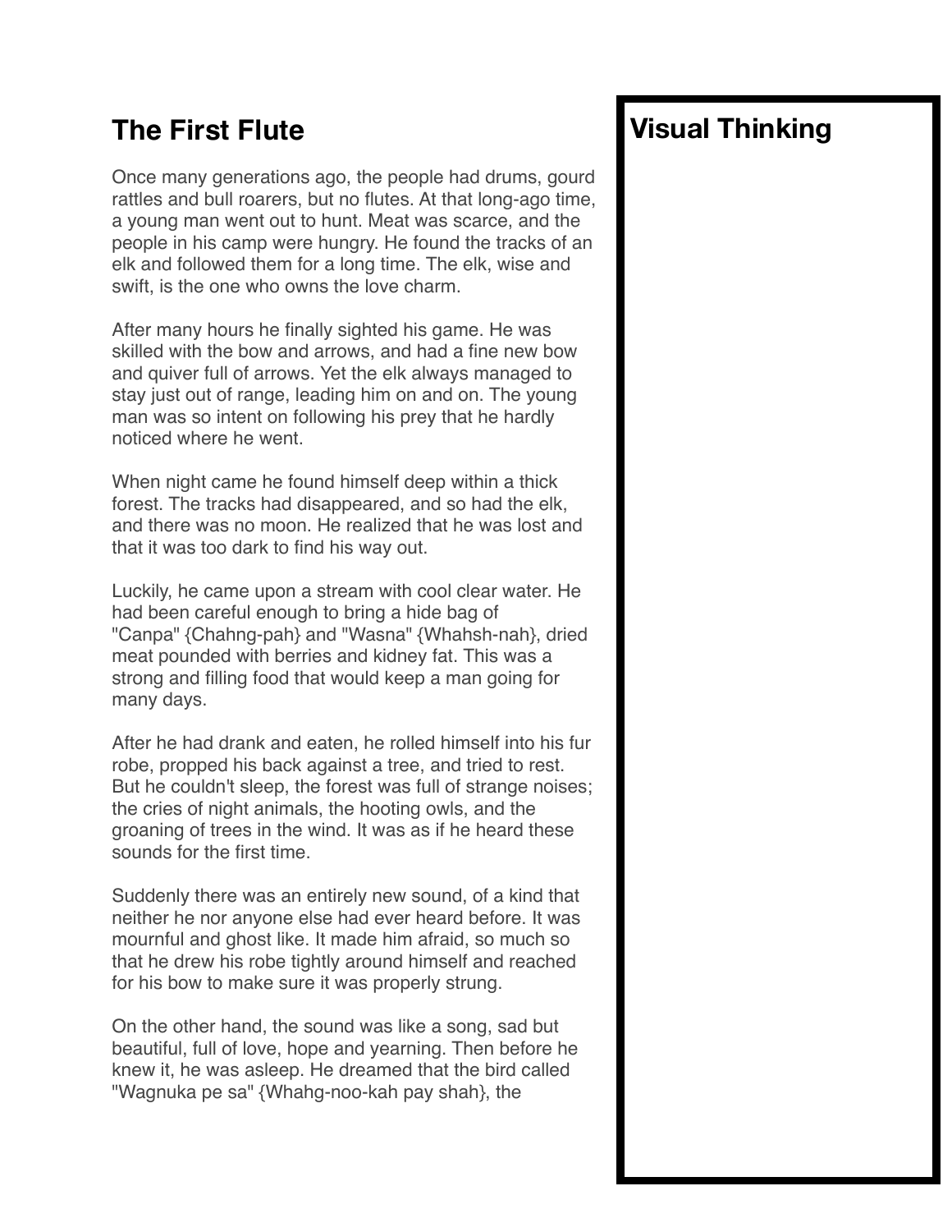## The First Flute

Once many generations ago, the people had drums, gourd rattles and bull roarers, but no flutes. At that long-ago time, a young man went out to hunt. Meat was scarce, and the people in his camp were hungry. He found the tracks of an elk and followed them for a long time. The elk, wise and swift, is the one who owns the love charm.

After many hours he finally sighted his game. He was skilled with the bow and arrows, and had a fine new bow and quiver full of arrows. Yet the elk always managed to stay just out of range, leading him on and on. The young man was so intent on following his prey that he hardly noticed where he went.

When night came he found himself deep within a thick forest. The tracks had disappeared, and so had the elk, and there was no moon. He realized that he was lost and that it was too dark to find his way out.

Luckily, he came upon a stream with cool clear water. He had been careful enough to bring a hide bag of "Canpa" {Chahng-pah} and "Wasna" {Whahsh-nah}, dried meat pounded with berries and kidney fat. This was a strong and filling food that would keep a man going for many days.

After he had drank and eaten, he rolled himself into his fur robe, propped his back against a tree, and tried to rest. But he couldn't sleep, the forest was full of strange noises; the cries of night animals, the hooting owls, and the groaning of trees in the wind. It was as if he heard these sounds for the first time.

Suddenly there was an entirely new sound, of a kind that neither he nor anyone else had ever heard before. It was mournful and ghost like. It made him afraid, so much so that he drew his robe tightly around himself and reached for his bow to make sure it was properly strung.

On the other hand, the sound was like a song, sad but beautiful, full of love, hope and yearning. Then before he knew it, he was asleep. He dreamed that the bird called "Wagnuka pe sa" {Whahg-noo-kah pay shah}, the

## Visual Thinking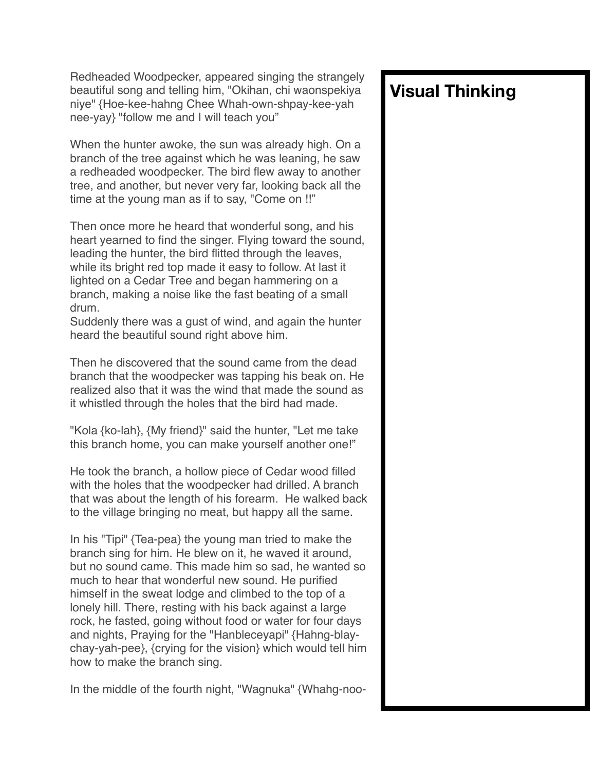Redheaded Woodpecker, appeared singing the strangely beautiful song and telling him, "Okihan, chi waonspekiya niye" {Hoe-kee-hahng Chee Whah-own-shpay-kee-yah nee-yay} "follow me and I will teach you"

When the hunter awoke, the sun was already high. On a branch of the tree against which he was leaning, he saw a redheaded woodpecker. The bird flew away to another tree, and another, but never very far, looking back all the time at the young man as if to say, "Come on !!"

Then once more he heard that wonderful song, and his heart yearned to find the singer. Flying toward the sound, leading the hunter, the bird flitted through the leaves, while its bright red top made it easy to follow. At last it lighted on a Cedar Tree and began hammering on a branch, making a noise like the fast beating of a small drum.
Suddenly there was a gust of wind, and again the hunter heard the beautiful sound right above him.

Then he discovered that the sound came from the dead branch that the woodpecker was tapping his beak on. He realized also that it was the wind that made the sound as it whistled through the holes that the bird had made.

"Kola {ko-lah}, {My friend}" said the hunter, "Let me take this branch home, you can make yourself another one!"

He took the branch, a hollow piece of Cedar wood filled with the holes that the woodpecker had drilled. A branch that was about the length of his forearm. He walked back to the village bringing no meat, but happy all the same.

In his "Tipi" {Tea-pea} the young man tried to make the branch sing for him. He blew on it, he waved it around, but no sound came. This made him so sad, he wanted so much to hear that wonderful new sound. He purified himself in the sweat lodge and climbed to the top of a lonely hill. There, resting with his back against a large rock, he fasted, going without food or water for four days and nights, Praying for the "Hanbleceyapi" {Hahng-blay-chay-yah-pee}, {crying for the vision} which would tell him how to make the branch sing.

In the middle of the fourth night, "Wagnuka" {Whahg-noo-

## Visual Thinking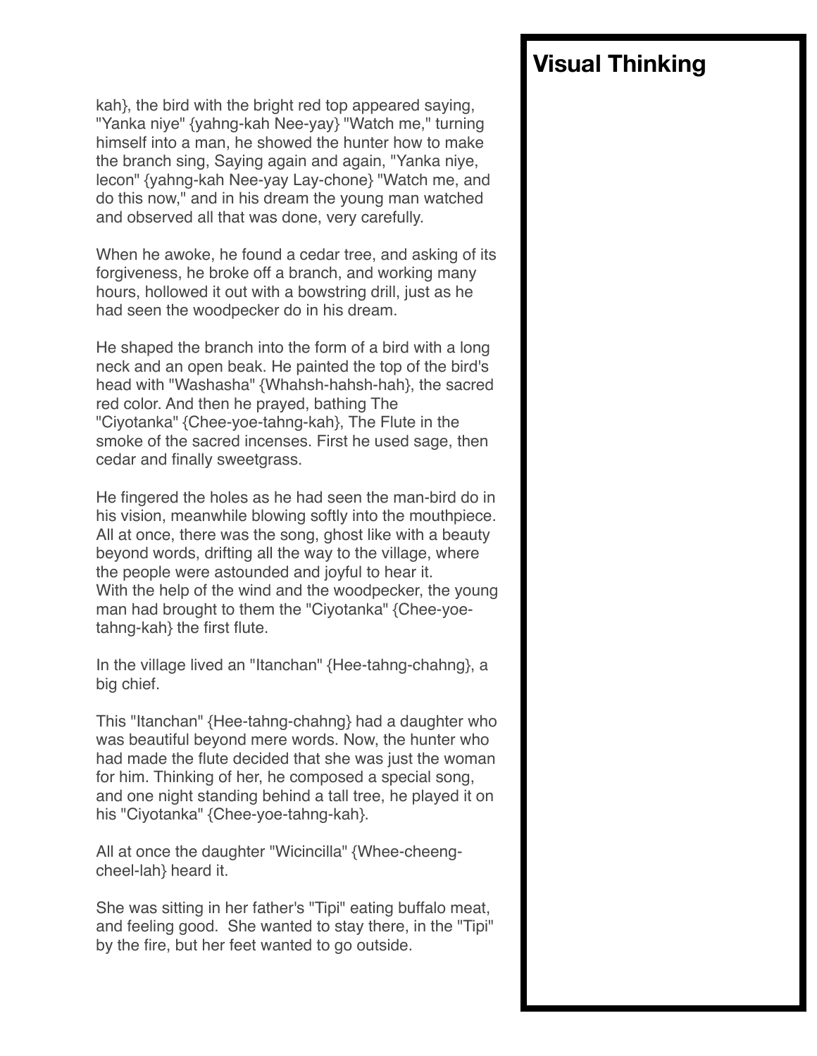kah}, the bird with the bright red top appeared saying, "Yanka niye" {yahng-kah Nee-yay} "Watch me," turning himself into a man, he showed the hunter how to make the branch sing, Saying again and again, "Yanka niye, lecon" {yahng-kah Nee-yay Lay-chone} "Watch me, and do this now," and in his dream the young man watched and observed all that was done, very carefully.

When he awoke, he found a cedar tree, and asking of its forgiveness, he broke off a branch, and working many hours, hollowed it out with a bowstring drill, just as he had seen the woodpecker do in his dream.

He shaped the branch into the form of a bird with a long neck and an open beak. He painted the top of the bird's head with "Washasha" {Whahsh-hahsh-hah}, the sacred red color. And then he prayed, bathing The "Ciyotanka" {Chee-yoe-tahng-kah}, The Flute in the smoke of the sacred incenses. First he used sage, then cedar and finally sweetgrass.

He fingered the holes as he had seen the man-bird do in his vision, meanwhile blowing softly into the mouthpiece. All at once, there was the song, ghost like with a beauty beyond words, drifting all the way to the village, where the people were astounded and joyful to hear it.
With the help of the wind and the woodpecker, the young man had brought to them the "Ciyotanka" {Chee-yoe-tahng-kah} the first flute.

In the village lived an "Itanchan" {Hee-tahng-chahng}, a big chief.

This "Itanchan" {Hee-tahng-chahng} had a daughter who was beautiful beyond mere words. Now, the hunter who had made the flute decided that she was just the woman for him. Thinking of her, he composed a special song, and one night standing behind a tall tree, he played it on his "Ciyotanka" {Chee-yoe-tahng-kah}.

All at once the daughter "Wicincilla" {Whee-cheeng-cheel-lah} heard it.

She was sitting in her father's "Tipi" eating buffalo meat, and feeling good. She wanted to stay there, in the "Tipi" by the fire, but her feet wanted to go outside.

## Visual Thinking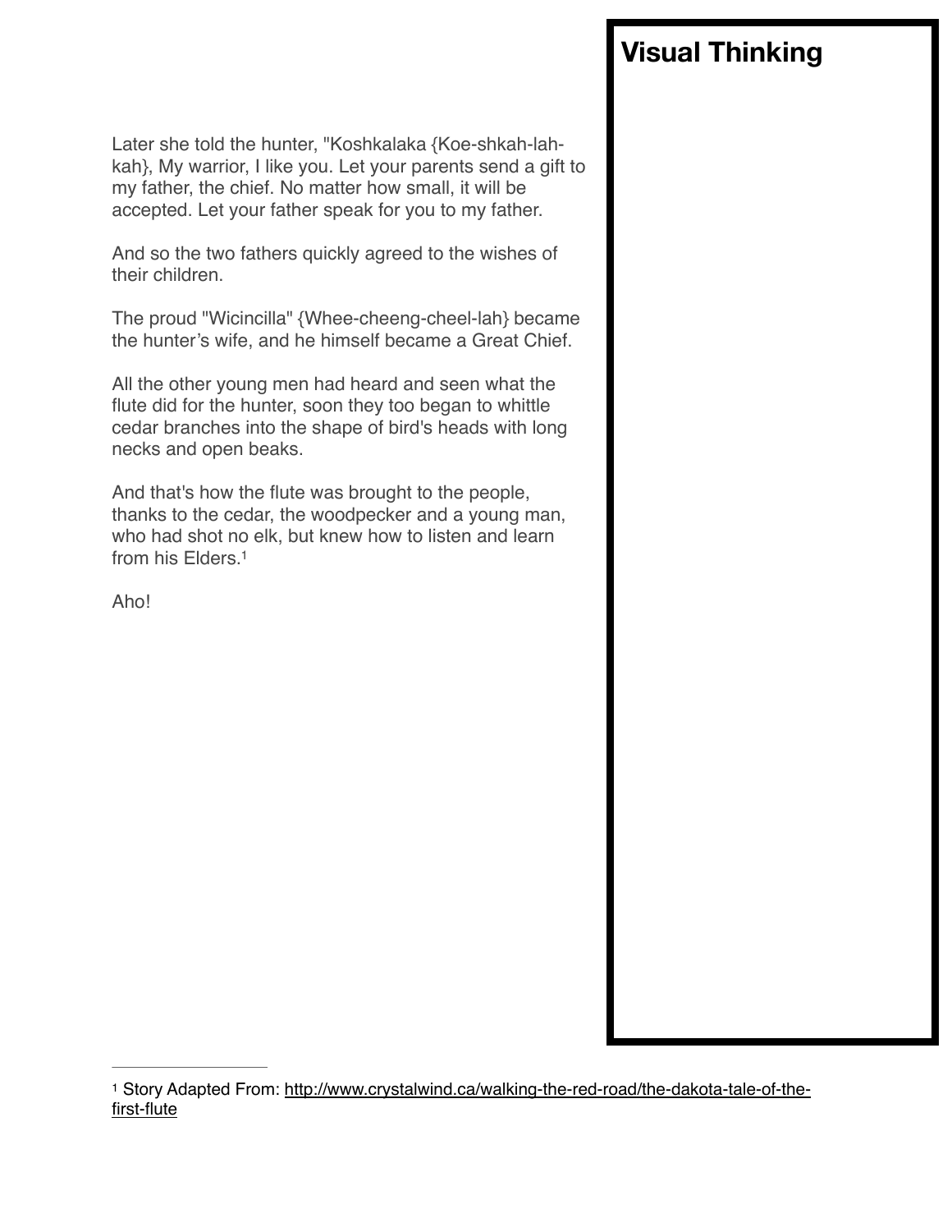## Visual Thinking

Later she told the hunter, "Koshkalaka {Koe-shkah-lah-kah}, My warrior, I like you. Let your parents send a gift to my father, the chief. No matter how small, it will be accepted. Let your father speak for you to my father.

And so the two fathers quickly agreed to the wishes of their children.

The proud "Wicincilla" {Whee-cheeng-cheel-lah} became the hunter's wife, and he himself became a Great Chief.

All the other young men had heard and seen what the flute did for the hunter, soon they too began to whittle cedar branches into the shape of bird's heads with long necks and open beaks.

And that's how the flute was brought to the people, thanks to the cedar, the woodpecker and a young man, who had shot no elk, but knew how to listen and learn from his Elders.[1]

Aho!

---

[1] Story Adapted From: http://www.crystalwind.ca/walking-the-red-road/the-dakota-tale-of-the-first-flute